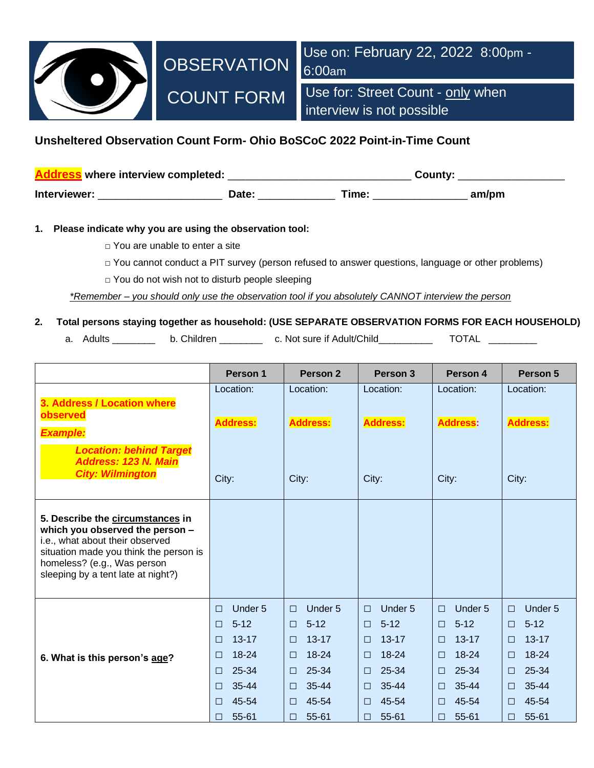# OBSERVATION COUNT FORM

Use on: February 22, 2022 8:00pm - 6:00am

Use for: Street Count - only when interview is not possible

## Unsheltered Observation Count Form- Ohio BoSCoC 2022 Point-in-Time Count

**Address where interview completed:** ______________________________ **County:** _________________

**Interviewer:** ____________________ **Date:** ____________ **Time:** ______________ **am/pm**

**1. Please indicate why you are using the observation tool:**

- □ You are unable to enter a site
- □ You cannot conduct a PIT survey (person refused to answer questions, language or other problems)
- □ You do not wish not to disturb people sleeping

*\*Remember – you should only use the observation tool if you absolutely CANNOT interview the person*

**2. Total persons staying together as household: (USE SEPARATE OBSERVATION FORMS FOR EACH HOUSEHOLD)**

a. Adults ________ b. Children ________ c. Not sure if Adult/Child__________ TOTAL _________

| | Person 1 | Person 2 | Person 3 | Person 4 | Person 5 |
|---|---|---|---|---|---|
| **3. Address / Location where observed**<br>***Example:***<br>***Location: behind Target***<br>***Address: 123 N. Main***<br>***City: Wilmington*** | Location:<br>**Address:**<br>City: | Location:<br>**Address:**<br>City: | Location:<br>**Address:**<br>City: | Location:<br>**Address:**<br>City: | Location:<br>**Address:**<br>City: |
| **5. Describe the circumstances in which you observed the person –** i.e., what about their observed situation made you think the person is homeless? (e.g., Was person sleeping by a tent late at night?) | | | | | |
| **6. What is this person's age?** | □ Under 5<br>□ 5-12<br>□ 13-17<br>□ 18-24<br>□ 25-34<br>□ 35-44<br>□ 45-54<br>□ 55-61 | □ Under 5<br>□ 5-12<br>□ 13-17<br>□ 18-24<br>□ 25-34<br>□ 35-44<br>□ 45-54<br>□ 55-61 | □ Under 5<br>□ 5-12<br>□ 13-17<br>□ 18-24<br>□ 25-34<br>□ 35-44<br>□ 45-54<br>□ 55-61 | □ Under 5<br>□ 5-12<br>□ 13-17<br>□ 18-24<br>□ 25-34<br>□ 35-44<br>□ 45-54<br>□ 55-61 | □ Under 5<br>□ 5-12<br>□ 13-17<br>□ 18-24<br>□ 25-34<br>□ 35-44<br>□ 45-54<br>□ 55-61 |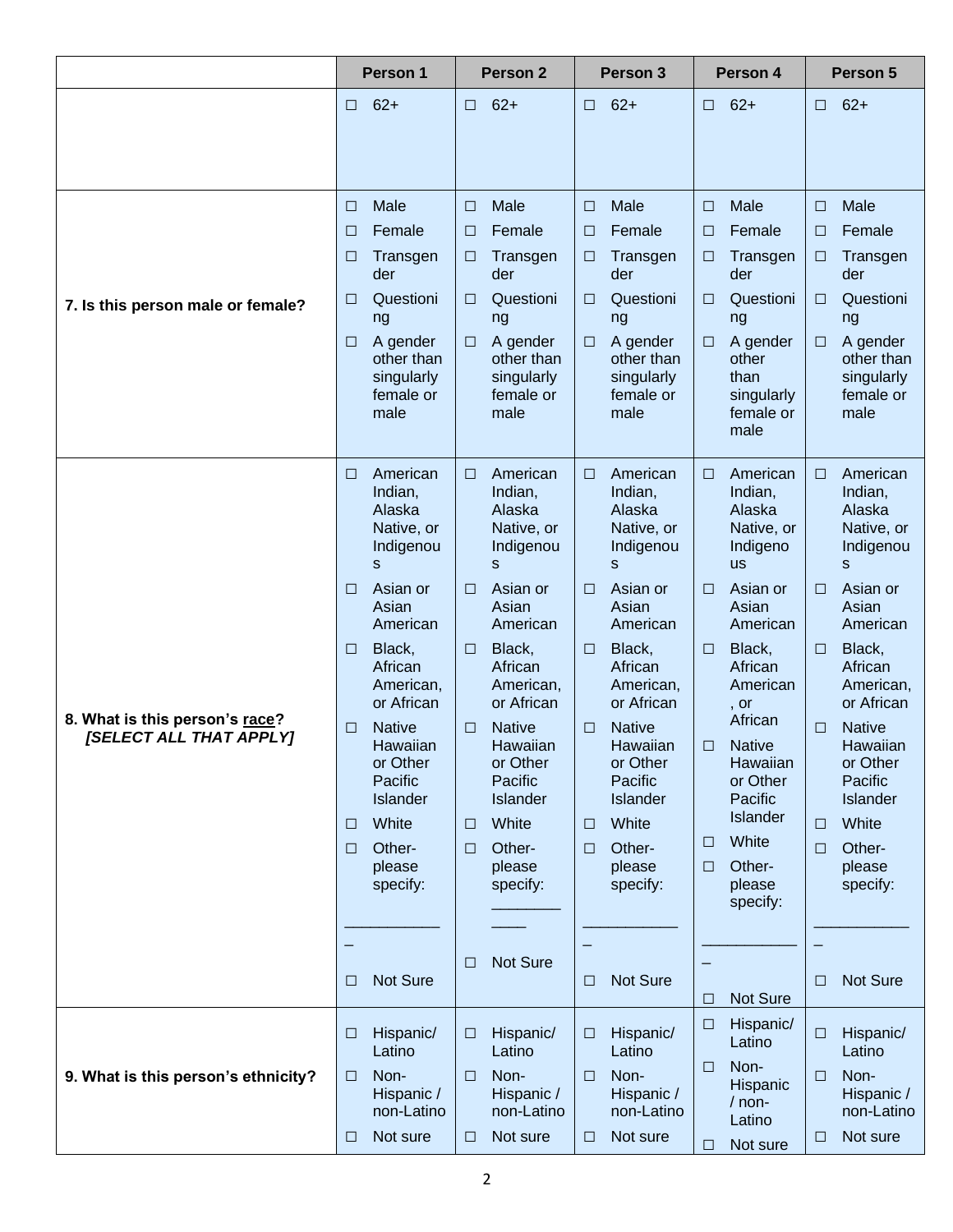| | Person 1 | Person 2 | Person 3 | Person 4 | Person 5 |
|---|---|---|---|---|---|
| | ☐ 62+ | ☐ 62+ | ☐ 62+ | ☐ 62+ | ☐ 62+ |
| **7. Is this person male or female?** | ☐ Male<br>☐ Female<br>☐ Transgender<br>☐ Questioning<br>☐ A gender other than singularly female or male | ☐ Male<br>☐ Female<br>☐ Transgender<br>☐ Questioning<br>☐ A gender other than singularly female or male | ☐ Male<br>☐ Female<br>☐ Transgender<br>☐ Questioning<br>☐ A gender other than singularly female or male | ☐ Male<br>☐ Female<br>☐ Transgender<br>☐ Questioning<br>☐ A gender other than singularly female or male | ☐ Male<br>☐ Female<br>☐ Transgender<br>☐ Questioning<br>☐ A gender other than singularly female or male |
| **8. What is this person's race?** ***[SELECT ALL THAT APPLY]*** | ☐ American Indian, Alaska Native, or Indigenous<br>☐ Asian or Asian American<br>☐ Black, African American, or African<br>☐ Native Hawaiian or Other Pacific Islander<br>☐ White<br>☐ Other- please specify: ____________<br>☐ Not Sure | ☐ American Indian, Alaska Native, or Indigenous<br>☐ Asian or Asian American<br>☐ Black, African American, or African<br>☐ Native Hawaiian or Other Pacific Islander<br>☐ White<br>☐ Other- please specify: ____________<br>☐ Not Sure | ☐ American Indian, Alaska Native, or Indigenous<br>☐ Asian or Asian American<br>☐ Black, African American, or African<br>☐ Native Hawaiian or Other Pacific Islander<br>☐ White<br>☐ Other- please specify: ____________<br>☐ Not Sure | ☐ American Indian, Alaska Native, or Indigenous<br>☐ Asian or Asian American<br>☐ Black, African American, or African<br>☐ Native Hawaiian or Other Pacific Islander<br>☐ White<br>☐ Other- please specify: ____________<br>☐ Not Sure | ☐ American Indian, Alaska Native, or Indigenous<br>☐ Asian or Asian American<br>☐ Black, African American, or African<br>☐ Native Hawaiian or Other Pacific Islander<br>☐ White<br>☐ Other- please specify: ____________<br>☐ Not Sure |
| **9. What is this person's ethnicity?** | ☐ Hispanic/ Latino<br>☐ Non-Hispanic / non-Latino<br>☐ Not sure | ☐ Hispanic/ Latino<br>☐ Non-Hispanic / non-Latino<br>☐ Not sure | ☐ Hispanic/ Latino<br>☐ Non-Hispanic / non-Latino<br>☐ Not sure | ☐ Hispanic/ Latino<br>☐ Non-Hispanic / non-Latino<br>☐ Not sure | ☐ Hispanic/ Latino<br>☐ Non-Hispanic / non-Latino<br>☐ Not sure |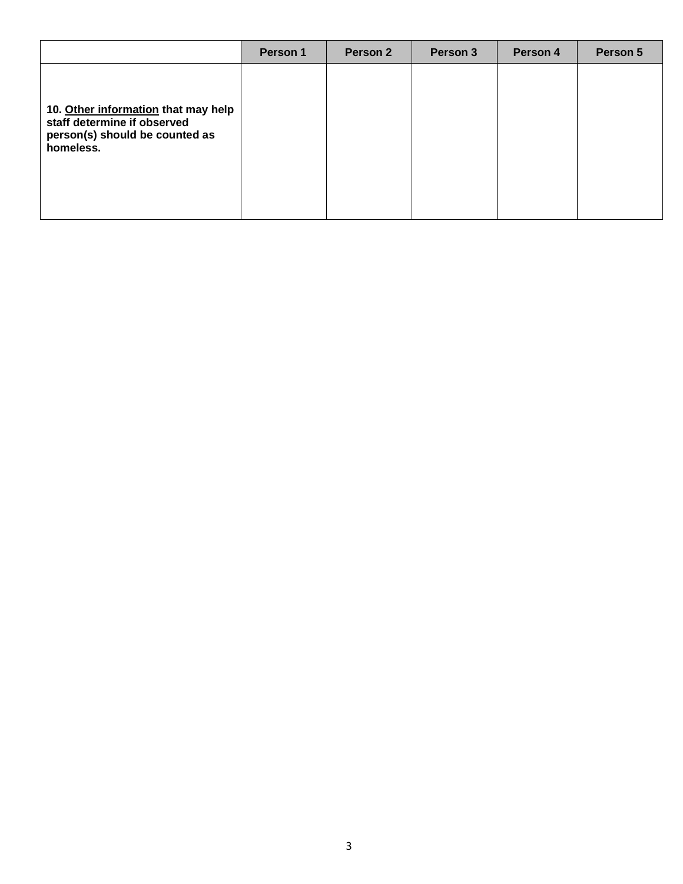| | Person 1 | Person 2 | Person 3 | Person 4 | Person 5 |
| --- | --- | --- | --- | --- | --- |
| **10. <u>Other information</u> that may help staff determine if observed person(s) should be counted as homeless.** | | | | | |